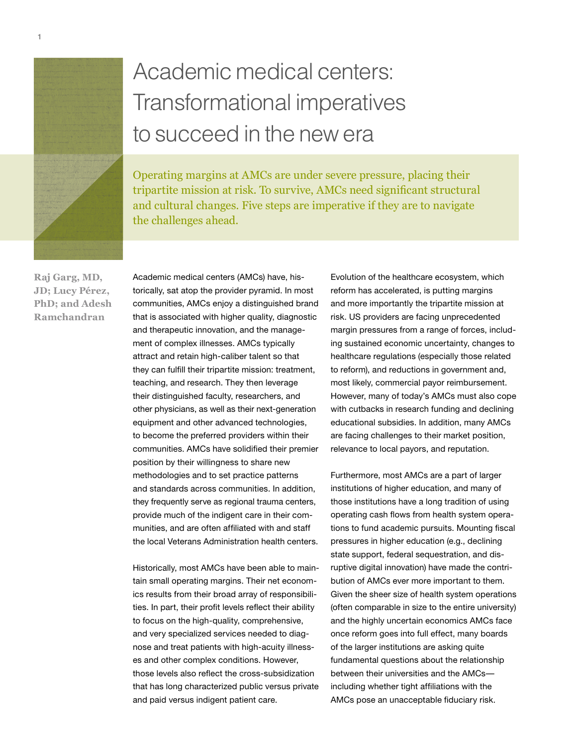# Academic medical centers: Transformational imperatives to succeed in the new era

Operating margins at AMCs are under severe pressure, placing their tripartite mission at risk. To survive, AMCs need significant structural and cultural changes. Five steps are imperative if they are to navigate the challenges ahead.

**Raj Garg, MD, JD; Lucy Pérez, PhD; and Adesh Ramchandran**

Academic medical centers (AMCs) have, historically, sat atop the provider pyramid. In most communities, AMCs enjoy a distinguished brand that is associated with higher quality, diagnostic and therapeutic innovation, and the management of complex illnesses. AMCs typically attract and retain high-caliber talent so that they can fulfill their tripartite mission: treatment, teaching, and research. They then leverage their distinguished faculty, researchers, and other physicians, as well as their next-generation equipment and other advanced technologies, to become the preferred providers within their communities. AMCs have solidified their premier position by their willingness to share new methodologies and to set practice patterns and standards across communities. In addition, they frequently serve as regional trauma centers, provide much of the indigent care in their communities, and are often affiliated with and staff the local Veterans Administration health centers.

Historically, most AMCs have been able to maintain small operating margins. Their net economics results from their broad array of responsibilities. In part, their profit levels reflect their ability to focus on the high-quality, comprehensive, and very specialized services needed to diagnose and treat patients with high-acuity illnesses and other complex conditions. However, those levels also reflect the cross-subsidization that has long characterized public versus private and paid versus indigent patient care.

Evolution of the healthcare ecosystem, which reform has accelerated, is putting margins and more importantly the tripartite mission at risk. US providers are facing unprecedented margin pressures from a range of forces, including sustained economic uncertainty, changes to healthcare regulations (especially those related to reform), and reductions in government and, most likely, commercial payor reimbursement. However, many of today's AMCs must also cope with cutbacks in research funding and declining educational subsidies. In addition, many AMCs are facing challenges to their market position, relevance to local payors, and reputation.

Furthermore, most AMCs are a part of larger institutions of higher education, and many of those institutions have a long tradition of using operating cash flows from health system operations to fund academic pursuits. Mounting fiscal pressures in higher education (e.g., declining state support, federal sequestration, and disruptive digital innovation) have made the contribution of AMCs ever more important to them. Given the sheer size of health system operations (often comparable in size to the entire university) and the highly uncertain economics AMCs face once reform goes into full effect, many boards of the larger institutions are asking quite fundamental questions about the relationship between their universities and the AMCs—including whether tight affiliations with the AMCs pose an unacceptable fiduciary risk.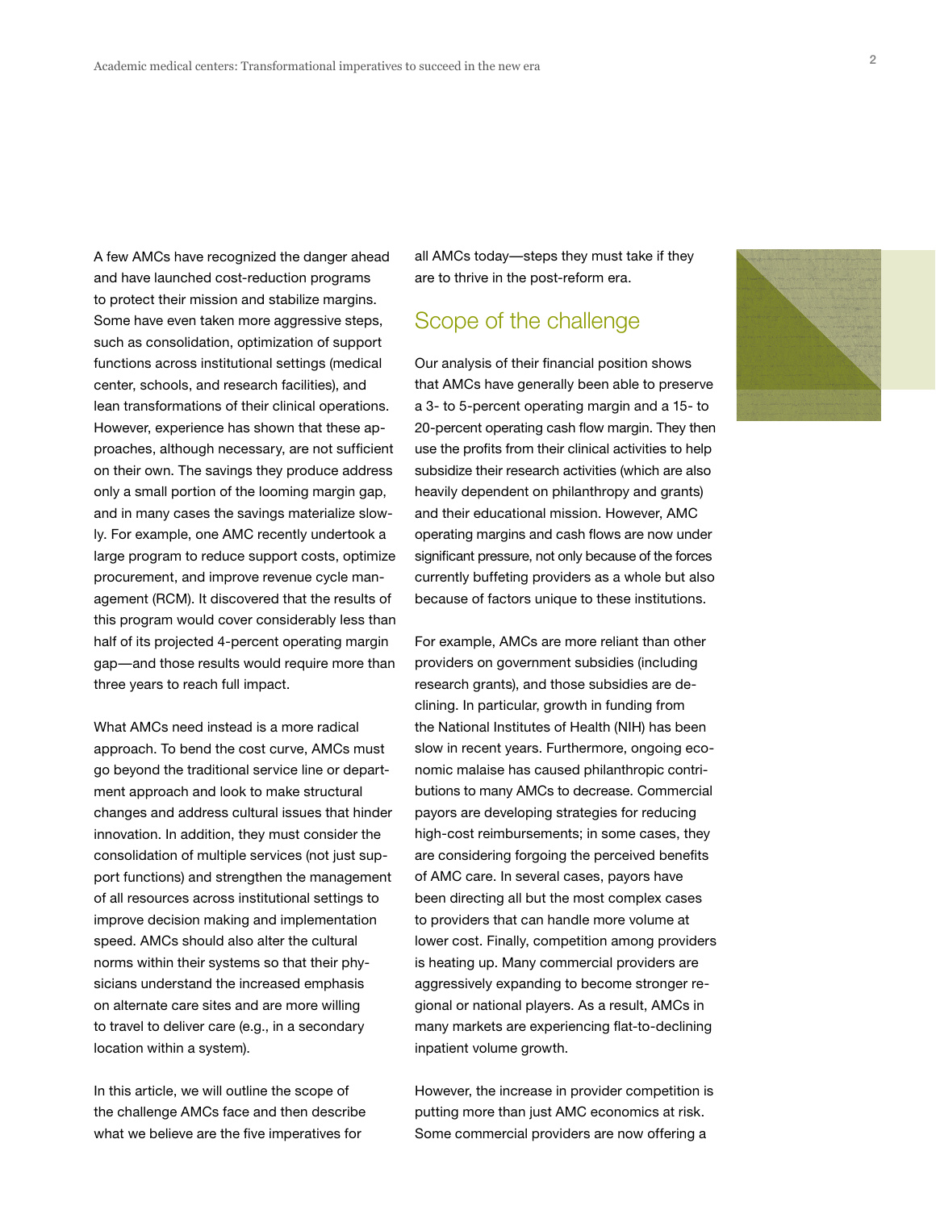A few AMCs have recognized the danger ahead and have launched cost-reduction programs to protect their mission and stabilize margins. Some have even taken more aggressive steps, such as consolidation, optimization of support functions across institutional settings (medical center, schools, and research facilities), and lean transformations of their clinical operations. However, experience has shown that these approaches, although necessary, are not sufficient on their own. The savings they produce address only a small portion of the looming margin gap, and in many cases the savings materialize slowly. For example, one AMC recently undertook a large program to reduce support costs, optimize procurement, and improve revenue cycle management (RCM). It discovered that the results of this program would cover considerably less than half of its projected 4-percent operating margin gap—and those results would require more than three years to reach full impact.

What AMCs need instead is a more radical approach. To bend the cost curve, AMCs must go beyond the traditional service line or department approach and look to make structural changes and address cultural issues that hinder innovation. In addition, they must consider the consolidation of multiple services (not just support functions) and strengthen the management of all resources across institutional settings to improve decision making and implementation speed. AMCs should also alter the cultural norms within their systems so that their physicians understand the increased emphasis on alternate care sites and are more willing to travel to deliver care (e.g., in a secondary location within a system).

In this article, we will outline the scope of the challenge AMCs face and then describe what we believe are the five imperatives for all AMCs today—steps they must take if they are to thrive in the post-reform era.

## Scope of the challenge

Our analysis of their financial position shows that AMCs have generally been able to preserve a 3- to 5-percent operating margin and a 15- to 20-percent operating cash flow margin. They then use the profits from their clinical activities to help subsidize their research activities (which are also heavily dependent on philanthropy and grants) and their educational mission. However, AMC operating margins and cash flows are now under significant pressure, not only because of the forces currently buffeting providers as a whole but also because of factors unique to these institutions.

For example, AMCs are more reliant than other providers on government subsidies (including research grants), and those subsidies are declining. In particular, growth in funding from the National Institutes of Health (NIH) has been slow in recent years. Furthermore, ongoing economic malaise has caused philanthropic contributions to many AMCs to decrease. Commercial payors are developing strategies for reducing high-cost reimbursements; in some cases, they are considering forgoing the perceived benefits of AMC care. In several cases, payors have been directing all but the most complex cases to providers that can handle more volume at lower cost. Finally, competition among providers is heating up. Many commercial providers are aggressively expanding to become stronger regional or national players. As a result, AMCs in many markets are experiencing flat-to-declining inpatient volume growth.

However, the increase in provider competition is putting more than just AMC economics at risk. Some commercial providers are now offering a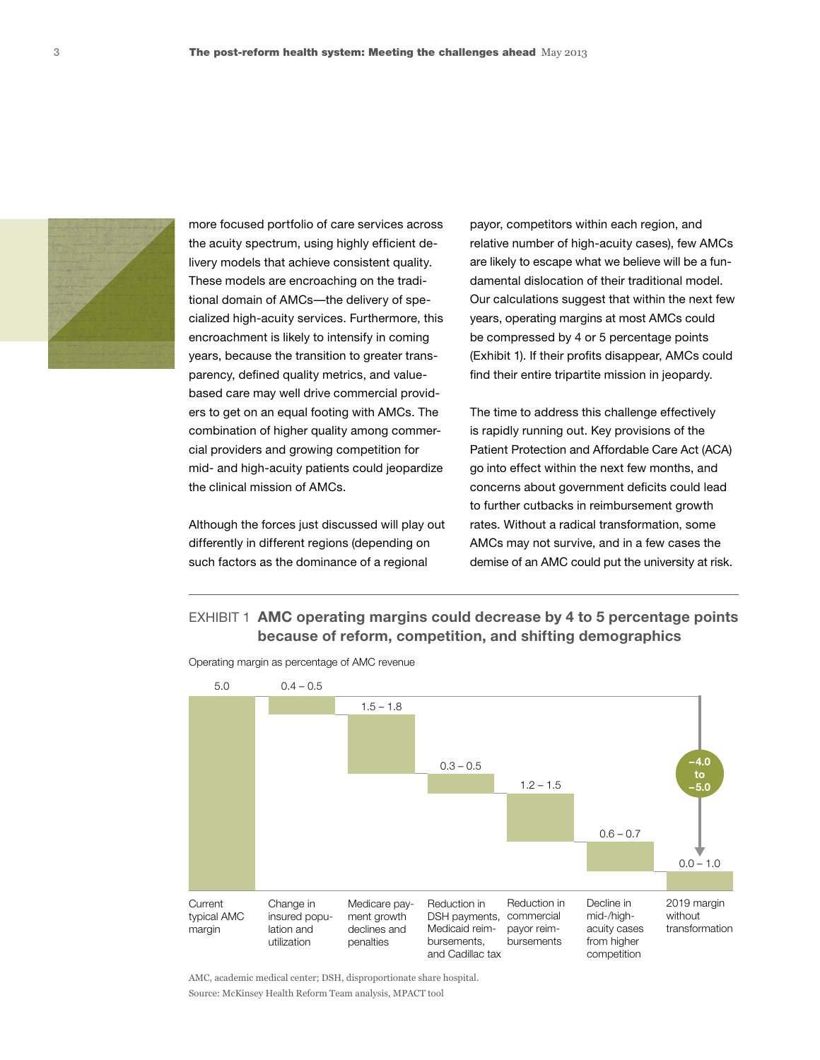more focused portfolio of care services across the acuity spectrum, using highly efficient delivery models that achieve consistent quality. These models are encroaching on the traditional domain of AMCs—the delivery of specialized high-acuity services. Furthermore, this encroachment is likely to intensify in coming years, because the transition to greater transparency, defined quality metrics, and value-based care may well drive commercial providers to get on an equal footing with AMCs. The combination of higher quality among commercial providers and growing competition for mid- and high-acuity patients could jeopardize the clinical mission of AMCs.

Although the forces just discussed will play out differently in different regions (depending on such factors as the dominance of a regional payor, competitors within each region, and relative number of high-acuity cases), few AMCs are likely to escape what we believe will be a fundamental dislocation of their traditional model. Our calculations suggest that within the next few years, operating margins at most AMCs could be compressed by 4 or 5 percentage points (Exhibit 1). If their profits disappear, AMCs could find their entire tripartite mission in jeopardy.

The time to address this challenge effectively is rapidly running out. Key provisions of the Patient Protection and Affordable Care Act (ACA) go into effect within the next few months, and concerns about government deficits could lead to further cutbacks in reimbursement growth rates. Without a radical transformation, some AMCs may not survive, and in a few cases the demise of an AMC could put the university at risk.

EXHIBIT 1 **AMC operating margins could decrease by 4 to 5 percentage points because of reform, competition, and shifting demographics**

Operating margin as percentage of AMC revenue

| Category | Value |
|---|---|
| Current typical AMC margin | 5.0 |
| Change in insured population and utilization | 0.4 – 0.5 |
| Medicare payment growth declines and penalties | 1.5 – 1.8 |
| Reduction in DSH payments, Medicaid reimbursements, and Cadillac tax | 0.3 – 0.5 |
| Reduction in commercial payor reimbursements | 1.2 – 1.5 |
| Decline in mid-/high-acuity cases from higher competition | 0.6 – 0.7 |
| 2019 margin without transformation | 0.0 – 1.0 |

Total change: –4.0 to –5.0

AMC, academic medical center; DSH, disproportionate share hospital.

Source: McKinsey Health Reform Team analysis, MPACT tool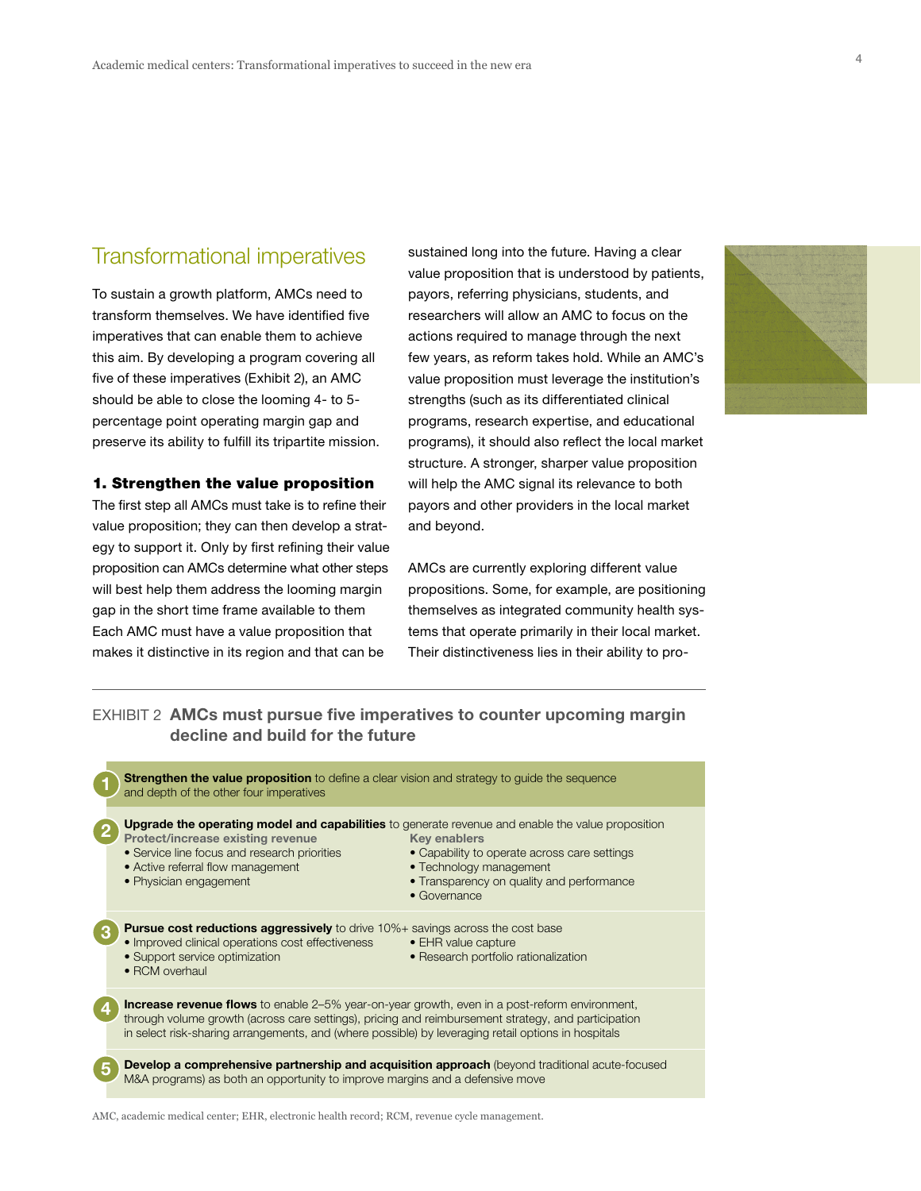## Transformational imperatives

To sustain a growth platform, AMCs need to transform themselves. We have identified five imperatives that can enable them to achieve this aim. By developing a program covering all five of these imperatives (Exhibit 2), an AMC should be able to close the looming 4- to 5-percentage point operating margin gap and preserve its ability to fulfill its tripartite mission.

### 1. Strengthen the value proposition

The first step all AMCs must take is to refine their value proposition; they can then develop a strategy to support it. Only by first refining their value proposition can AMCs determine what other steps will best help them address the looming margin gap in the short time frame available to them Each AMC must have a value proposition that makes it distinctive in its region and that can be sustained long into the future. Having a clear value proposition that is understood by patients, payors, referring physicians, students, and researchers will allow an AMC to focus on the actions required to manage through the next few years, as reform takes hold. While an AMC's value proposition must leverage the institution's strengths (such as its differentiated clinical programs, research expertise, and educational programs), it should also reflect the local market structure. A stronger, sharper value proposition will help the AMC signal its relevance to both payors and other providers in the local market and beyond.

AMCs are currently exploring different value propositions. Some, for example, are positioning themselves as integrated community health systems that operate primarily in their local market. Their distinctiveness lies in their ability to pro-

EXHIBIT 2 **AMCs must pursue five imperatives to counter upcoming margin decline and build for the future**

1. **Strengthen the value proposition** to define a clear vision and strategy to guide the sequence and depth of the other four imperatives

2. **Upgrade the operating model and capabilities** to generate revenue and enable the value proposition

   **Protect/increase existing revenue**
   - Service line focus and research priorities
   - Active referral flow management
   - Physician engagement

   **Key enablers**
   - Capability to operate across care settings
   - Technology management
   - Transparency on quality and performance
   - Governance

3. **Pursue cost reductions aggressively** to drive 10%+ savings across the cost base
   - Improved clinical operations cost effectiveness
   - Support service optimization
   - RCM overhaul
   - EHR value capture
   - Research portfolio rationalization

4. **Increase revenue flows** to enable 2–5% year-on-year growth, even in a post-reform environment, through volume growth (across care settings), pricing and reimbursement strategy, and participation in select risk-sharing arrangements, and (where possible) by leveraging retail options in hospitals

5. **Develop a comprehensive partnership and acquisition approach** (beyond traditional acute-focused M&A programs) as both an opportunity to improve margins and a defensive move

AMC, academic medical center; EHR, electronic health record; RCM, revenue cycle management.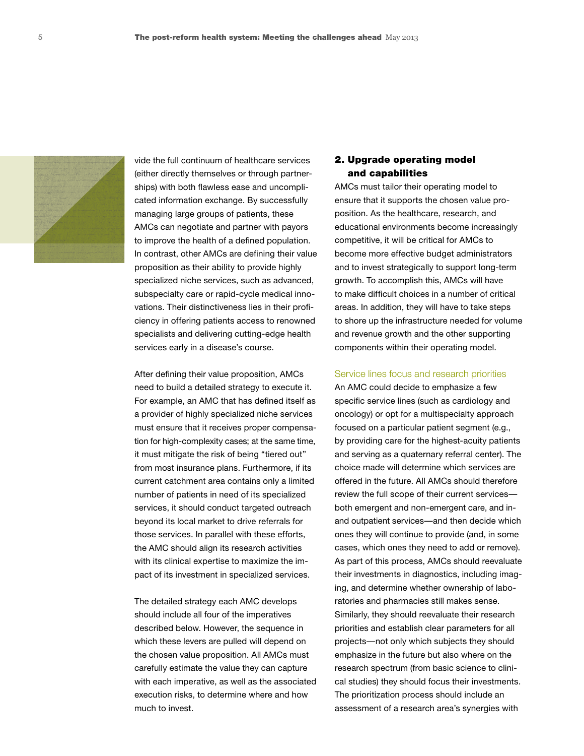vide the full continuum of healthcare services (either directly themselves or through partnerships) with both flawless ease and uncomplicated information exchange. By successfully managing large groups of patients, these AMCs can negotiate and partner with payors to improve the health of a defined population. In contrast, other AMCs are defining their value proposition as their ability to provide highly specialized niche services, such as advanced, subspecialty care or rapid-cycle medical innovations. Their distinctiveness lies in their proficiency in offering patients access to renowned specialists and delivering cutting-edge health services early in a disease's course.

After defining their value proposition, AMCs need to build a detailed strategy to execute it. For example, an AMC that has defined itself as a provider of highly specialized niche services must ensure that it receives proper compensation for high-complexity cases; at the same time, it must mitigate the risk of being "tiered out" from most insurance plans. Furthermore, if its current catchment area contains only a limited number of patients in need of its specialized services, it should conduct targeted outreach beyond its local market to drive referrals for those services. In parallel with these efforts, the AMC should align its research activities with its clinical expertise to maximize the impact of its investment in specialized services.

The detailed strategy each AMC develops should include all four of the imperatives described below. However, the sequence in which these levers are pulled will depend on the chosen value proposition. All AMCs must carefully estimate the value they can capture with each imperative, as well as the associated execution risks, to determine where and how much to invest.

## 2. Upgrade operating model and capabilities

AMCs must tailor their operating model to ensure that it supports the chosen value proposition. As the healthcare, research, and educational environments become increasingly competitive, it will be critical for AMCs to become more effective budget administrators and to invest strategically to support long-term growth. To accomplish this, AMCs will have to make difficult choices in a number of critical areas. In addition, they will have to take steps to shore up the infrastructure needed for volume and revenue growth and the other supporting components within their operating model.

### Service lines focus and research priorities

An AMC could decide to emphasize a few specific service lines (such as cardiology and oncology) or opt for a multispecialty approach focused on a particular patient segment (e.g., by providing care for the highest-acuity patients and serving as a quaternary referral center). The choice made will determine which services are offered in the future. All AMCs should therefore review the full scope of their current services—both emergent and non-emergent care, and in- and outpatient services—and then decide which ones they will continue to provide (and, in some cases, which ones they need to add or remove). As part of this process, AMCs should reevaluate their investments in diagnostics, including imaging, and determine whether ownership of laboratories and pharmacies still makes sense. Similarly, they should reevaluate their research priorities and establish clear parameters for all projects—not only which subjects they should emphasize in the future but also where on the research spectrum (from basic science to clinical studies) they should focus their investments. The prioritization process should include an assessment of a research area's synergies with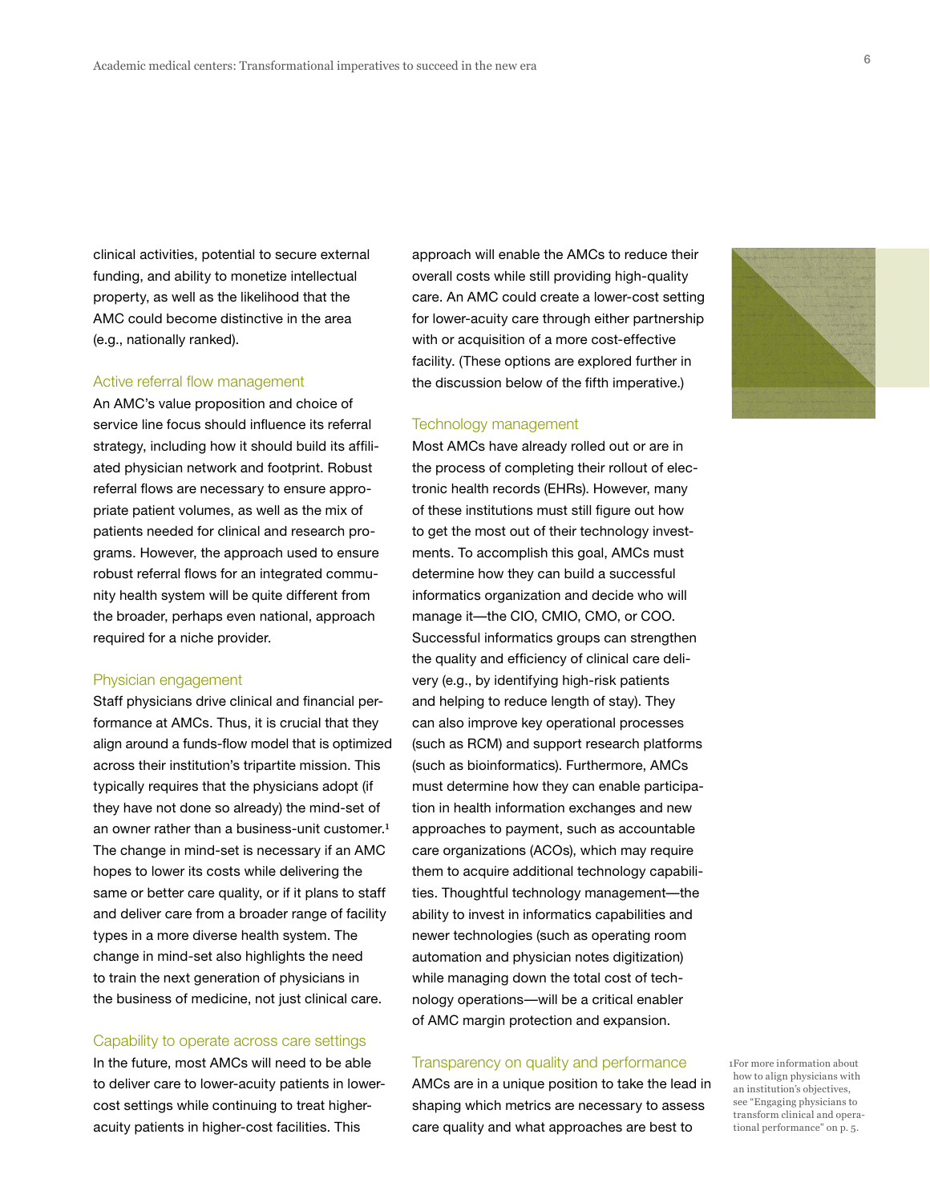clinical activities, potential to secure external funding, and ability to monetize intellectual property, as well as the likelihood that the AMC could become distinctive in the area (e.g., nationally ranked).

### Active referral flow management

An AMC's value proposition and choice of service line focus should influence its referral strategy, including how it should build its affiliated physician network and footprint. Robust referral flows are necessary to ensure appropriate patient volumes, as well as the mix of patients needed for clinical and research programs. However, the approach used to ensure robust referral flows for an integrated community health system will be quite different from the broader, perhaps even national, approach required for a niche provider.

### Physician engagement

Staff physicians drive clinical and financial performance at AMCs. Thus, it is crucial that they align around a funds-flow model that is optimized across their institution's tripartite mission. This typically requires that the physicians adopt (if they have not done so already) the mind-set of an owner rather than a business-unit customer.[1] The change in mind-set is necessary if an AMC hopes to lower its costs while delivering the same or better care quality, or if it plans to staff and deliver care from a broader range of facility types in a more diverse health system. The change in mind-set also highlights the need to train the next generation of physicians in the business of medicine, not just clinical care.

### Capability to operate across care settings

In the future, most AMCs will need to be able to deliver care to lower-acuity patients in lower-cost settings while continuing to treat higher-acuity patients in higher-cost facilities. This approach will enable the AMCs to reduce their overall costs while still providing high-quality care. An AMC could create a lower-cost setting for lower-acuity care through either partnership with or acquisition of a more cost-effective facility. (These options are explored further in the discussion below of the fifth imperative.)

### Technology management

Most AMCs have already rolled out or are in the process of completing their rollout of electronic health records (EHRs). However, many of these institutions must still figure out how to get the most out of their technology investments. To accomplish this goal, AMCs must determine how they can build a successful informatics organization and decide who will manage it—the CIO, CMIO, CMO, or COO. Successful informatics groups can strengthen the quality and efficiency of clinical care delivery (e.g., by identifying high-risk patients and helping to reduce length of stay). They can also improve key operational processes (such as RCM) and support research platforms (such as bioinformatics). Furthermore, AMCs must determine how they can enable participation in health information exchanges and new approaches to payment, such as accountable care organizations (ACOs), which may require them to acquire additional technology capabilities. Thoughtful technology management—the ability to invest in informatics capabilities and newer technologies (such as operating room automation and physician notes digitization) while managing down the total cost of technology operations—will be a critical enabler of AMC margin protection and expansion.

### Transparency on quality and performance

AMCs are in a unique position to take the lead in shaping which metrics are necessary to assess care quality and what approaches are best to

[1] For more information about how to align physicians with an institution's objectives, see "Engaging physicians to transform clinical and operational performance" on p. 5.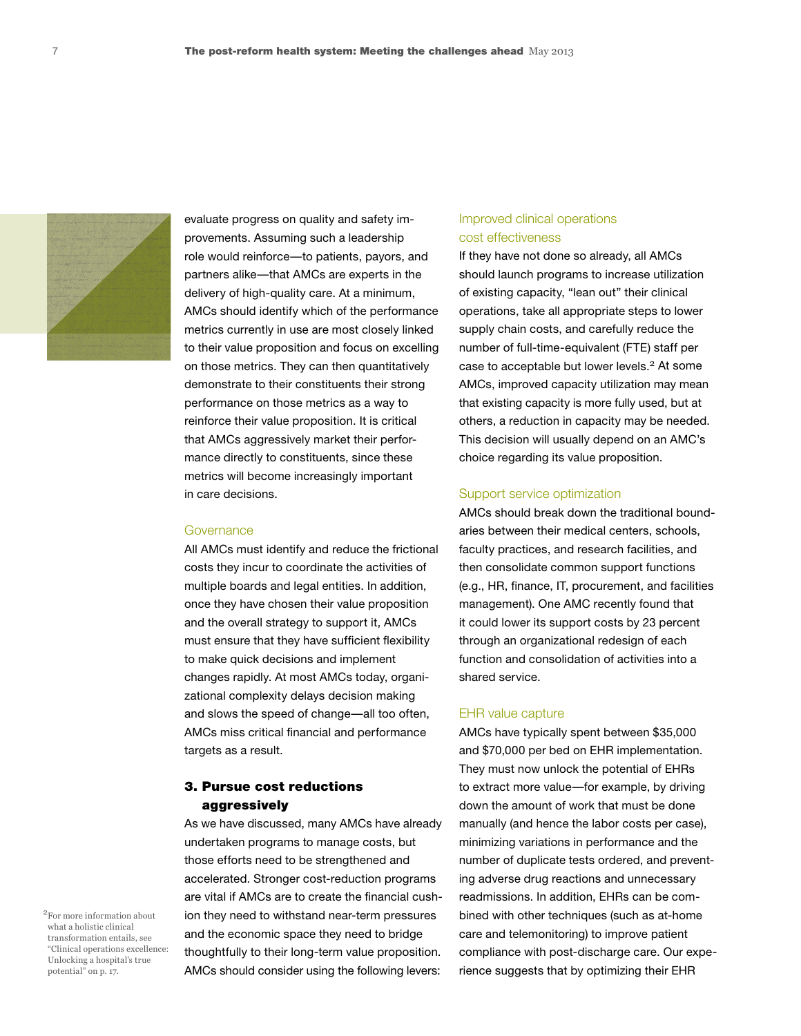evaluate progress on quality and safety improvements. Assuming such a leadership role would reinforce—to patients, payors, and partners alike—that AMCs are experts in the delivery of high-quality care. At a minimum, AMCs should identify which of the performance metrics currently in use are most closely linked to their value proposition and focus on excelling on those metrics. They can then quantitatively demonstrate to their constituents their strong performance on those metrics as a way to reinforce their value proposition. It is critical that AMCs aggressively market their performance directly to constituents, since these metrics will become increasingly important in care decisions.

### Governance

All AMCs must identify and reduce the frictional costs they incur to coordinate the activities of multiple boards and legal entities. In addition, once they have chosen their value proposition and the overall strategy to support it, AMCs must ensure that they have sufficient flexibility to make quick decisions and implement changes rapidly. At most AMCs today, organizational complexity delays decision making and slows the speed of change—all too often, AMCs miss critical financial and performance targets as a result.

## 3. Pursue cost reductions aggressively

As we have discussed, many AMCs have already undertaken programs to manage costs, but those efforts need to be strengthened and accelerated. Stronger cost-reduction programs are vital if AMCs are to create the financial cushion they need to withstand near-term pressures and the economic space they need to bridge thoughtfully to their long-term value proposition. AMCs should consider using the following levers:

### Improved clinical operations cost effectiveness

If they have not done so already, all AMCs should launch programs to increase utilization of existing capacity, "lean out" their clinical operations, take all appropriate steps to lower supply chain costs, and carefully reduce the number of full-time-equivalent (FTE) staff per case to acceptable but lower levels.[2] At some AMCs, improved capacity utilization may mean that existing capacity is more fully used, but at others, a reduction in capacity may be needed. This decision will usually depend on an AMC's choice regarding its value proposition.

### Support service optimization

AMCs should break down the traditional boundaries between their medical centers, schools, faculty practices, and research facilities, and then consolidate common support functions (e.g., HR, finance, IT, procurement, and facilities management). One AMC recently found that it could lower its support costs by 23 percent through an organizational redesign of each function and consolidation of activities into a shared service.

### EHR value capture

AMCs have typically spent between $35,000 and $70,000 per bed on EHR implementation. They must now unlock the potential of EHRs to extract more value—for example, by driving down the amount of work that must be done manually (and hence the labor costs per case), minimizing variations in performance and the number of duplicate tests ordered, and preventing adverse drug reactions and unnecessary readmissions. In addition, EHRs can be combined with other techniques (such as at-home care and telemonitoring) to improve patient compliance with post-discharge care. Our experience suggests that by optimizing their EHR

[2] For more information about what a holistic clinical transformation entails, see "Clinical operations excellence: Unlocking a hospital's true potential" on p. 17.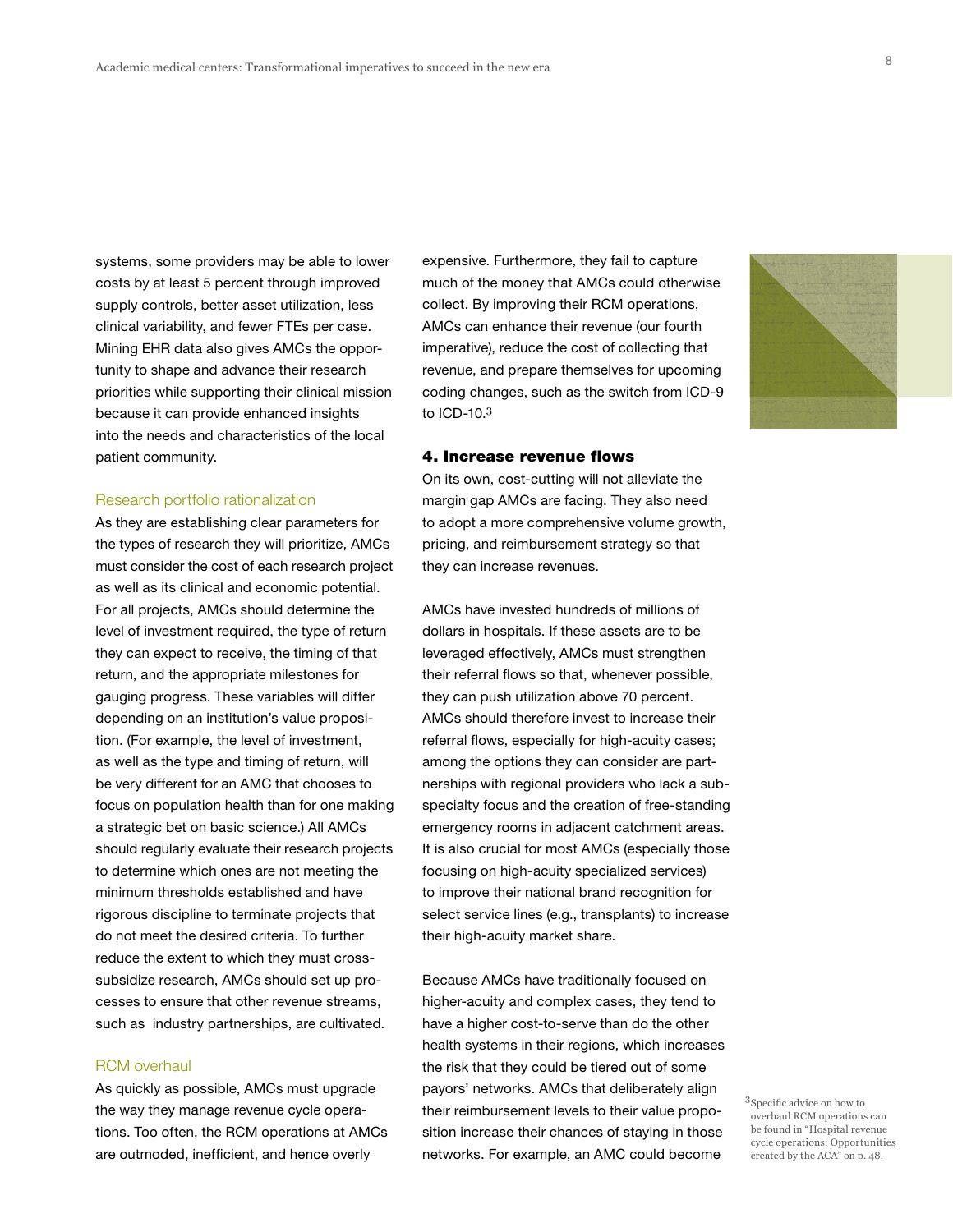systems, some providers may be able to lower costs by at least 5 percent through improved supply controls, better asset utilization, less clinical variability, and fewer FTEs per case. Mining EHR data also gives AMCs the opportunity to shape and advance their research priorities while supporting their clinical mission because it can provide enhanced insights into the needs and characteristics of the local patient community.

### Research portfolio rationalization

As they are establishing clear parameters for the types of research they will prioritize, AMCs must consider the cost of each research project as well as its clinical and economic potential. For all projects, AMCs should determine the level of investment required, the type of return they can expect to receive, the timing of that return, and the appropriate milestones for gauging progress. These variables will differ depending on an institution's value proposition. (For example, the level of investment, as well as the type and timing of return, will be very different for an AMC that chooses to focus on population health than for one making a strategic bet on basic science.) All AMCs should regularly evaluate their research projects to determine which ones are not meeting the minimum thresholds established and have rigorous discipline to terminate projects that do not meet the desired criteria. To further reduce the extent to which they must cross-subsidize research, AMCs should set up processes to ensure that other revenue streams, such as industry partnerships, are cultivated.

### RCM overhaul

As quickly as possible, AMCs must upgrade the way they manage revenue cycle operations. Too often, the RCM operations at AMCs are outmoded, inefficient, and hence overly expensive. Furthermore, they fail to capture much of the money that AMCs could otherwise collect. By improving their RCM operations, AMCs can enhance their revenue (our fourth imperative), reduce the cost of collecting that revenue, and prepare themselves for upcoming coding changes, such as the switch from ICD-9 to ICD-10.[3]

## 4. Increase revenue flows

On its own, cost-cutting will not alleviate the margin gap AMCs are facing. They also need to adopt a more comprehensive volume growth, pricing, and reimbursement strategy so that they can increase revenues.

AMCs have invested hundreds of millions of dollars in hospitals. If these assets are to be leveraged effectively, AMCs must strengthen their referral flows so that, whenever possible, they can push utilization above 70 percent. AMCs should therefore invest to increase their referral flows, especially for high-acuity cases; among the options they can consider are partnerships with regional providers who lack a subspecialty focus and the creation of free-standing emergency rooms in adjacent catchment areas. It is also crucial for most AMCs (especially those focusing on high-acuity specialized services) to improve their national brand recognition for select service lines (e.g., transplants) to increase their high-acuity market share.

Because AMCs have traditionally focused on higher-acuity and complex cases, they tend to have a higher cost-to-serve than do the other health systems in their regions, which increases the risk that they could be tiered out of some payors' networks. AMCs that deliberately align their reimbursement levels to their value proposition increase their chances of staying in those networks. For example, an AMC could become

[3] Specific advice on how to overhaul RCM operations can be found in "Hospital revenue cycle operations: Opportunities created by the ACA" on p. 48.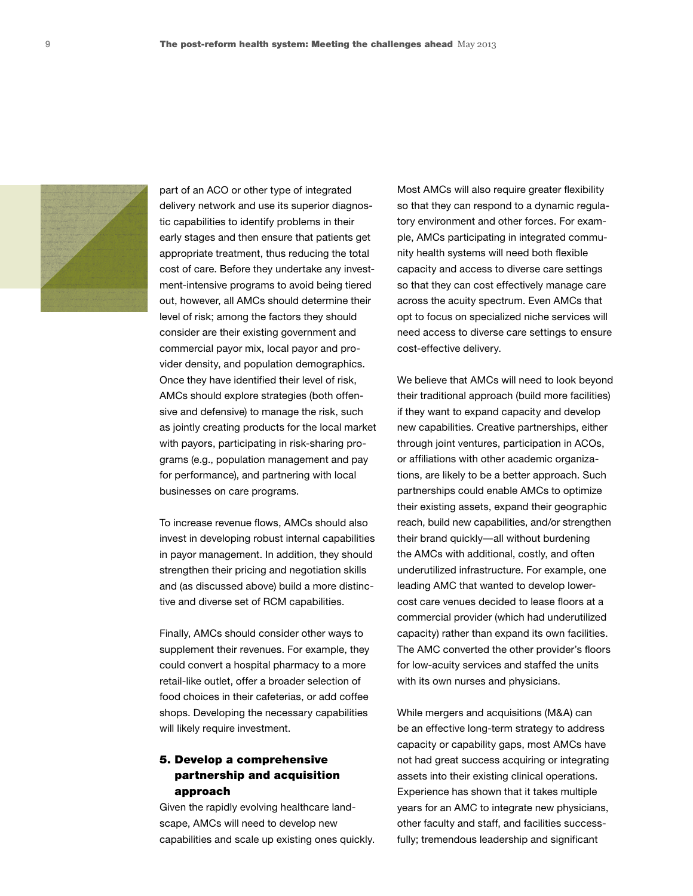part of an ACO or other type of integrated delivery network and use its superior diagnostic capabilities to identify problems in their early stages and then ensure that patients get appropriate treatment, thus reducing the total cost of care. Before they undertake any investment-intensive programs to avoid being tiered out, however, all AMCs should determine their level of risk; among the factors they should consider are their existing government and commercial payor mix, local payor and provider density, and population demographics. Once they have identified their level of risk, AMCs should explore strategies (both offensive and defensive) to manage the risk, such as jointly creating products for the local market with payors, participating in risk-sharing programs (e.g., population management and pay for performance), and partnering with local businesses on care programs.

To increase revenue flows, AMCs should also invest in developing robust internal capabilities in payor management. In addition, they should strengthen their pricing and negotiation skills and (as discussed above) build a more distinctive and diverse set of RCM capabilities.

Finally, AMCs should consider other ways to supplement their revenues. For example, they could convert a hospital pharmacy to a more retail-like outlet, offer a broader selection of food choices in their cafeterias, or add coffee shops. Developing the necessary capabilities will likely require investment.

### 5. Develop a comprehensive partnership and acquisition approach

Given the rapidly evolving healthcare landscape, AMCs will need to develop new capabilities and scale up existing ones quickly. Most AMCs will also require greater flexibility so that they can respond to a dynamic regulatory environment and other forces. For example, AMCs participating in integrated community health systems will need both flexible capacity and access to diverse care settings so that they can cost effectively manage care across the acuity spectrum. Even AMCs that opt to focus on specialized niche services will need access to diverse care settings to ensure cost-effective delivery.

We believe that AMCs will need to look beyond their traditional approach (build more facilities) if they want to expand capacity and develop new capabilities. Creative partnerships, either through joint ventures, participation in ACOs, or affiliations with other academic organizations, are likely to be a better approach. Such partnerships could enable AMCs to optimize their existing assets, expand their geographic reach, build new capabilities, and/or strengthen their brand quickly—all without burdening the AMCs with additional, costly, and often underutilized infrastructure. For example, one leading AMC that wanted to develop lower-cost care venues decided to lease floors at a commercial provider (which had underutilized capacity) rather than expand its own facilities. The AMC converted the other provider's floors for low-acuity services and staffed the units with its own nurses and physicians.

While mergers and acquisitions (M&A) can be an effective long-term strategy to address capacity or capability gaps, most AMCs have not had great success acquiring or integrating assets into their existing clinical operations. Experience has shown that it takes multiple years for an AMC to integrate new physicians, other faculty and staff, and facilities successfully; tremendous leadership and significant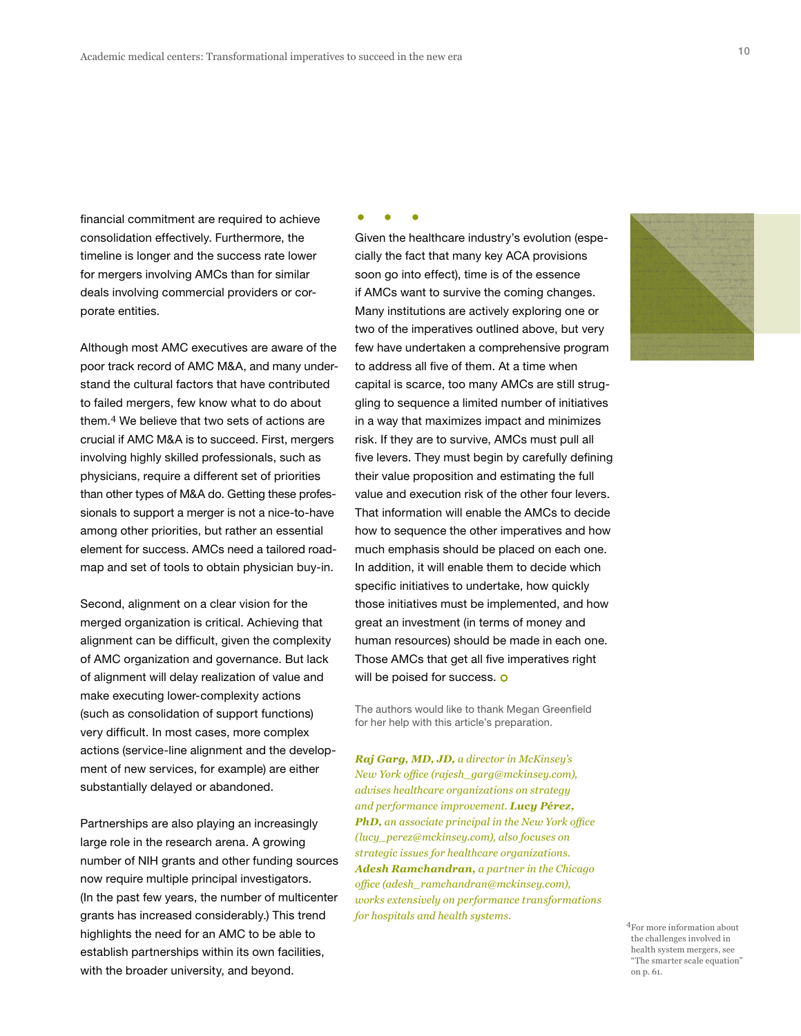financial commitment are required to achieve consolidation effectively. Furthermore, the timeline is longer and the success rate lower for mergers involving AMCs than for similar deals involving commercial providers or corporate entities.

Although most AMC executives are aware of the poor track record of AMC M&A, and many understand the cultural factors that have contributed to failed mergers, few know what to do about them.[4] We believe that two sets of actions are crucial if AMC M&A is to succeed. First, mergers involving highly skilled professionals, such as physicians, require a different set of priorities than other types of M&A do. Getting these professionals to support a merger is not a nice-to-have among other priorities, but rather an essential element for success. AMCs need a tailored roadmap and set of tools to obtain physician buy-in.

Second, alignment on a clear vision for the merged organization is critical. Achieving that alignment can be difficult, given the complexity of AMC organization and governance. But lack of alignment will delay realization of value and make executing lower-complexity actions (such as consolidation of support functions) very difficult. In most cases, more complex actions (service-line alignment and the development of new services, for example) are either substantially delayed or abandoned.

Partnerships are also playing an increasingly large role in the research arena. A growing number of NIH grants and other funding sources now require multiple principal investigators. (In the past few years, the number of multicenter grants has increased considerably.) This trend highlights the need for an AMC to be able to establish partnerships within its own facilities, with the broader university, and beyond.

• • •

Given the healthcare industry's evolution (especially the fact that many key ACA provisions soon go into effect), time is of the essence if AMCs want to survive the coming changes. Many institutions are actively exploring one or two of the imperatives outlined above, but very few have undertaken a comprehensive program to address all five of them. At a time when capital is scarce, too many AMCs are still struggling to sequence a limited number of initiatives in a way that maximizes impact and minimizes risk. If they are to survive, AMCs must pull all five levers. They must begin by carefully defining their value proposition and estimating the full value and execution risk of the other four levers. That information will enable the AMCs to decide how to sequence the other imperatives and how much emphasis should be placed on each one. In addition, it will enable them to decide which specific initiatives to undertake, how quickly those initiatives must be implemented, and how great an investment (in terms of money and human resources) should be made in each one. Those AMCs that get all five imperatives right will be poised for success.

The authors would like to thank Megan Greenfield for her help with this article's preparation.

***Raj Garg, MD, JD,*** *a director in McKinsey's New York office (rajesh_garg@mckinsey.com), advises healthcare organizations on strategy and performance improvement.* ***Lucy Pérez, PhD,*** *an associate principal in the New York office (lucy_perez@mckinsey.com), also focuses on strategic issues for healthcare organizations.* ***Adesh Ramchandran,*** *a partner in the Chicago office (adesh_ramchandran@mckinsey.com), works extensively on performance transformations for hospitals and health systems.*

[4] For more information about the challenges involved in health system mergers, see "The smarter scale equation" on p. 61.